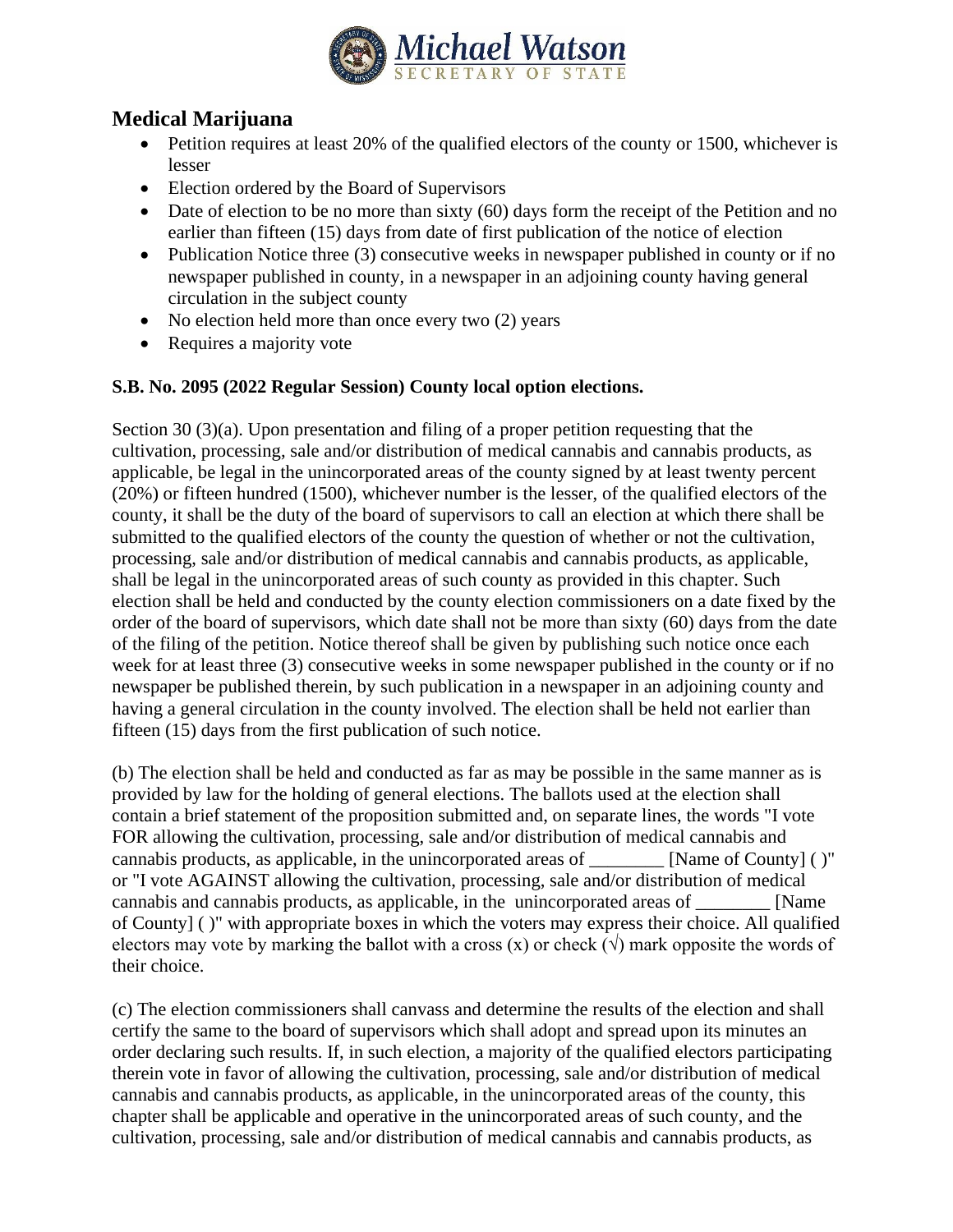Michael Watson
SECRETARY OF STATE

## Medical Marijuana

- Petition requires at least 20% of the qualified electors of the county or 1500, whichever is lesser
- Election ordered by the Board of Supervisors
- Date of election to be no more than sixty (60) days form the receipt of the Petition and no earlier than fifteen (15) days from date of first publication of the notice of election
- Publication Notice three (3) consecutive weeks in newspaper published in county or if no newspaper published in county, in a newspaper in an adjoining county having general circulation in the subject county
- No election held more than once every two (2) years
- Requires a majority vote

**S.B. No. 2095 (2022 Regular Session) County local option elections.**

Section 30 (3)(a). Upon presentation and filing of a proper petition requesting that the cultivation, processing, sale and/or distribution of medical cannabis and cannabis products, as applicable, be legal in the unincorporated areas of the county signed by at least twenty percent (20%) or fifteen hundred (1500), whichever number is the lesser, of the qualified electors of the county, it shall be the duty of the board of supervisors to call an election at which there shall be submitted to the qualified electors of the county the question of whether or not the cultivation, processing, sale and/or distribution of medical cannabis and cannabis products, as applicable, shall be legal in the unincorporated areas of such county as provided in this chapter. Such election shall be held and conducted by the county election commissioners on a date fixed by the order of the board of supervisors, which date shall not be more than sixty (60) days from the date of the filing of the petition. Notice thereof shall be given by publishing such notice once each week for at least three (3) consecutive weeks in some newspaper published in the county or if no newspaper be published therein, by such publication in a newspaper in an adjoining county and having a general circulation in the county involved. The election shall be held not earlier than fifteen (15) days from the first publication of such notice.

(b) The election shall be held and conducted as far as may be possible in the same manner as is provided by law for the holding of general elections. The ballots used at the election shall contain a brief statement of the proposition submitted and, on separate lines, the words "I vote FOR allowing the cultivation, processing, sale and/or distribution of medical cannabis and cannabis products, as applicable, in the unincorporated areas of ________ [Name of County] ( )" or "I vote AGAINST allowing the cultivation, processing, sale and/or distribution of medical cannabis and cannabis products, as applicable, in the unincorporated areas of ________ [Name of County] ( )" with appropriate boxes in which the voters may express their choice. All qualified electors may vote by marking the ballot with a cross (x) or check (√) mark opposite the words of their choice.

(c) The election commissioners shall canvass and determine the results of the election and shall certify the same to the board of supervisors which shall adopt and spread upon its minutes an order declaring such results. If, in such election, a majority of the qualified electors participating therein vote in favor of allowing the cultivation, processing, sale and/or distribution of medical cannabis and cannabis products, as applicable, in the unincorporated areas of the county, this chapter shall be applicable and operative in the unincorporated areas of such county, and the cultivation, processing, sale and/or distribution of medical cannabis and cannabis products, as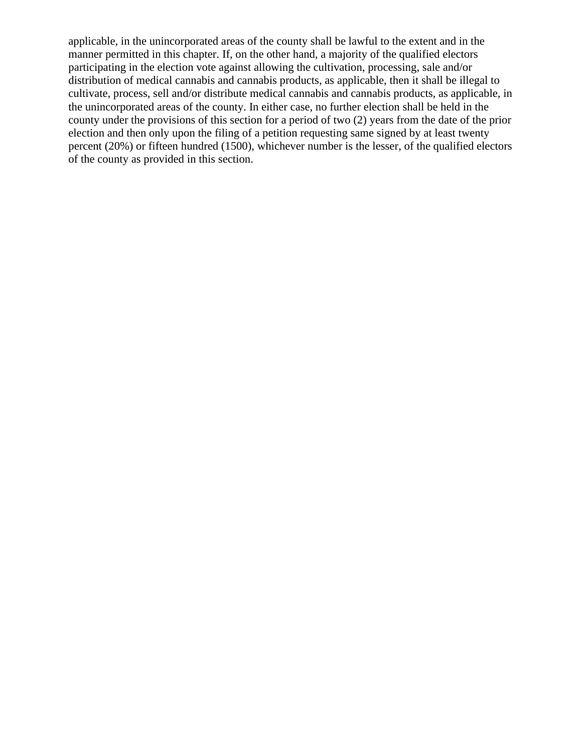applicable, in the unincorporated areas of the county shall be lawful to the extent and in the manner permitted in this chapter. If, on the other hand, a majority of the qualified electors participating in the election vote against allowing the cultivation, processing, sale and/or distribution of medical cannabis and cannabis products, as applicable, then it shall be illegal to cultivate, process, sell and/or distribute medical cannabis and cannabis products, as applicable, in the unincorporated areas of the county. In either case, no further election shall be held in the county under the provisions of this section for a period of two (2) years from the date of the prior election and then only upon the filing of a petition requesting same signed by at least twenty percent (20%) or fifteen hundred (1500), whichever number is the lesser, of the qualified electors of the county as provided in this section.